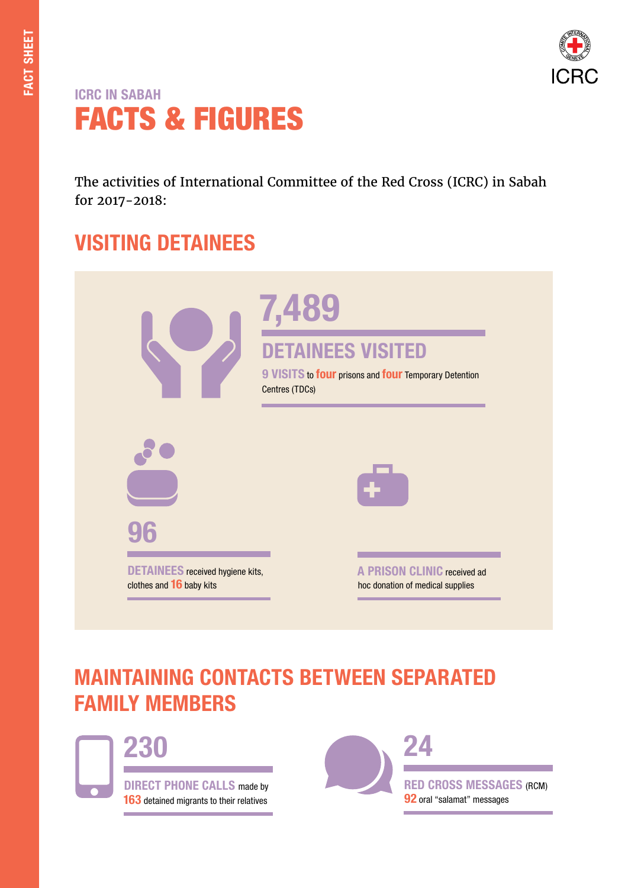FACT SHEET

### ICRC IN SABAH

# FACTS & FIGURES

The activities of International Committee of the Red Cross (ICRC) in Sabah for 2017-2018:

## VISITING DETAINEES

**7,489**

**DETAINEES VISITED**

**9 VISITS** to **four** prisons and **four** Temporary Detention Centres (TDCs)

**96**

**DETAINEES** received hygiene kits, clothes and **16** baby kits

**A PRISON CLINIC** received ad hoc donation of medical supplies

## MAINTAINING CONTACTS BETWEEN SEPARATED FAMILY MEMBERS

**230**

**DIRECT PHONE CALLS** made by **163** detained migrants to their relatives

**24**

**RED CROSS MESSAGES** (RCM) **92** oral "salamat" messages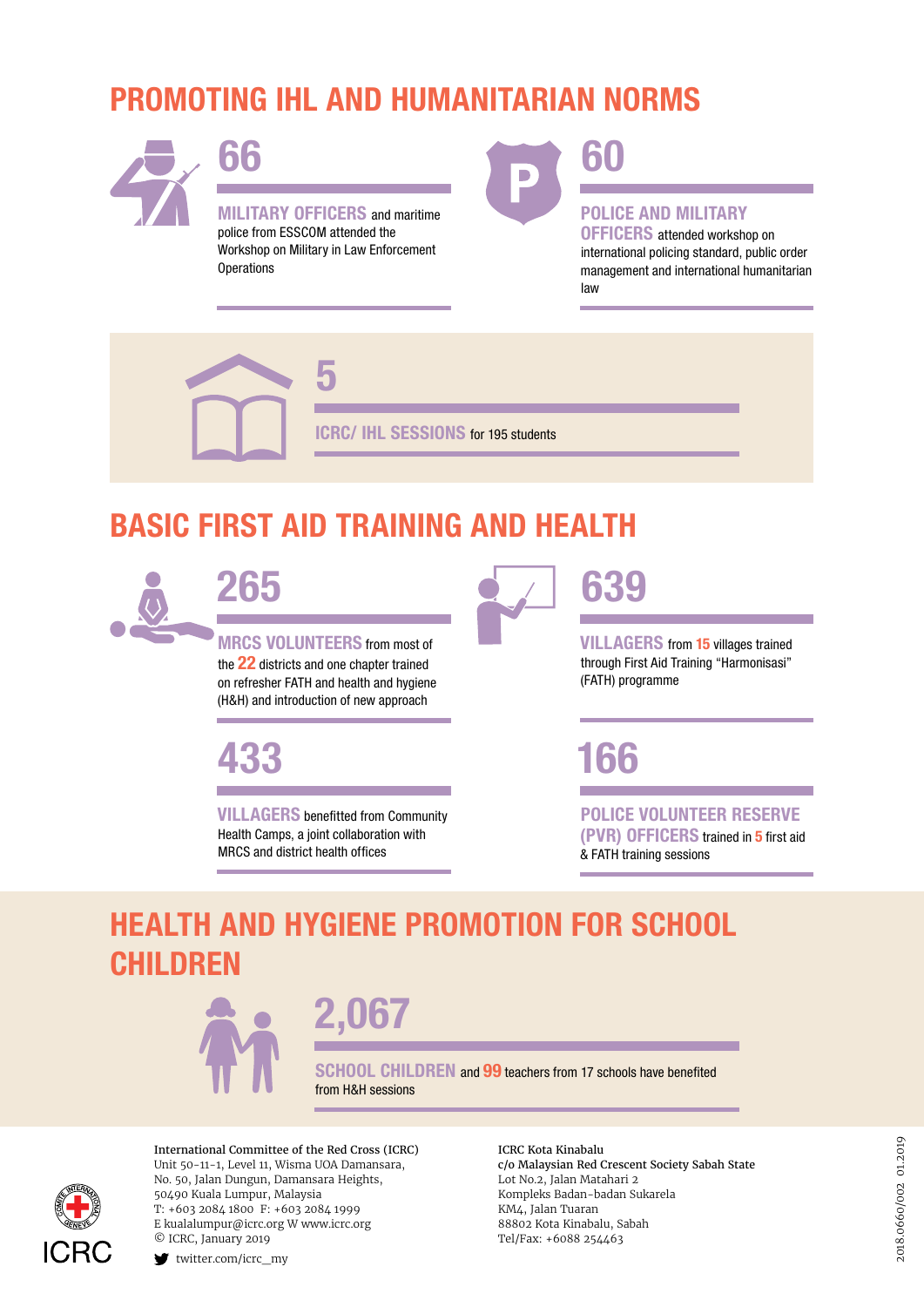# PROMOTING IHL AND HUMANITARIAN NORMS

**66**

**MILITARY OFFICERS** and maritime police from ESSCOM attended the Workshop on Military in Law Enforcement Operations

**60**

**POLICE AND MILITARY OFFICERS** attended workshop on international policing standard, public order management and international humanitarian law

**5**

**ICRC/ IHL SESSIONS** for 195 students

# BASIC FIRST AID TRAINING AND HEALTH

**265**

**MRCS VOLUNTEERS** from most of the **22** districts and one chapter trained on refresher FATH and health and hygiene (H&H) and introduction of new approach

**639**

**VILLAGERS** from **15** villages trained through First Aid Training "Harmonisasi" (FATH) programme

**433**

**VILLAGERS** benefitted from Community Health Camps, a joint collaboration with MRCS and district health offices

**166**

**POLICE VOLUNTEER RESERVE (PVR) OFFICERS** trained in **5** first aid & FATH training sessions

# HEALTH AND HYGIENE PROMOTION FOR SCHOOL CHILDREN

**2,067**

**SCHOOL CHILDREN** and **99** teachers from 17 schools have benefited from H&H sessions

International Committee of the Red Cross (ICRC)
Unit 50-11-1, Level 11, Wisma UOA Damansara,
No. 50, Jalan Dungun, Damansara Heights,
50490 Kuala Lumpur, Malaysia
T: +603 2084 1800 F: +603 2084 1999
E kualalumpur@icrc.org W www.icrc.org
© ICRC, January 2019
twitter.com/icrc_my

ICRC Kota Kinabalu
c/o Malaysian Red Crescent Society Sabah State
Lot No.2, Jalan Matahari 2
Kompleks Badan-badan Sukarela
KM4, Jalan Tuaran
88802 Kota Kinabalu, Sabah
Tel/Fax: +6088 254463

ICRC

2018.0660/002 01.2019